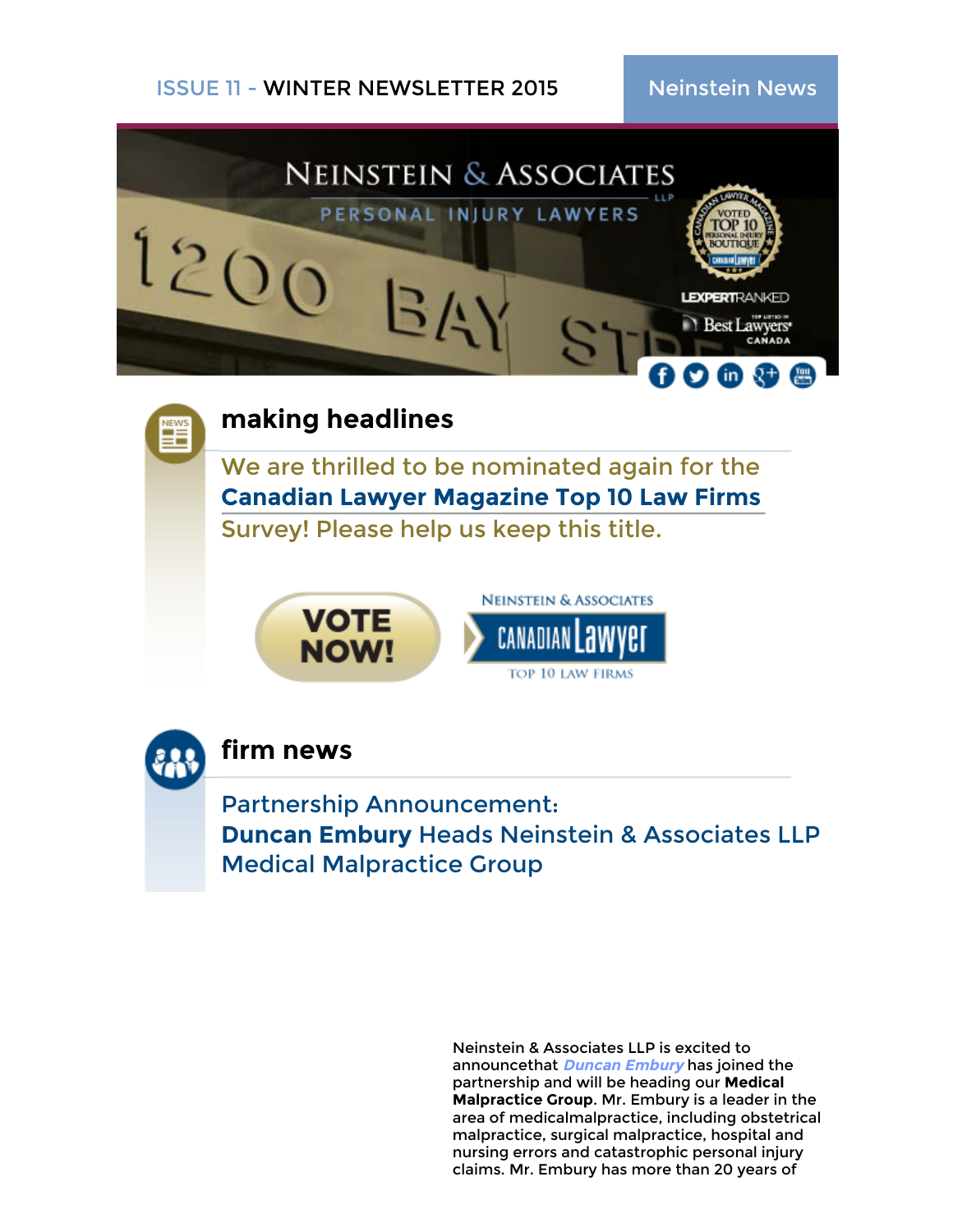ISSUE 11 - WINTER NEWSLETTER 2015

Neinstein News

NEINSTEIN & ASSOCIATES LLP

PERSONAL INJURY LAWYERS

## making headlines

We are thrilled to be nominated again for the **Canadian Lawyer Magazine Top 10 Law Firms** Survey! Please help us keep this title.

VOTE NOW!

## firm news

### Partnership Announcement: **Duncan Embury** Heads Neinstein & Associates LLP Medical Malpractice Group

Neinstein & Associates LLP is excited to announcethat *Duncan Embury* has joined the partnership and will be heading our **Medical Malpractice Group**. Mr. Embury is a leader in the area of medicalmalpractice, including obstetrical malpractice, surgical malpractice, hospital and nursing errors and catastrophic personal injury claims. Mr. Embury has more than 20 years of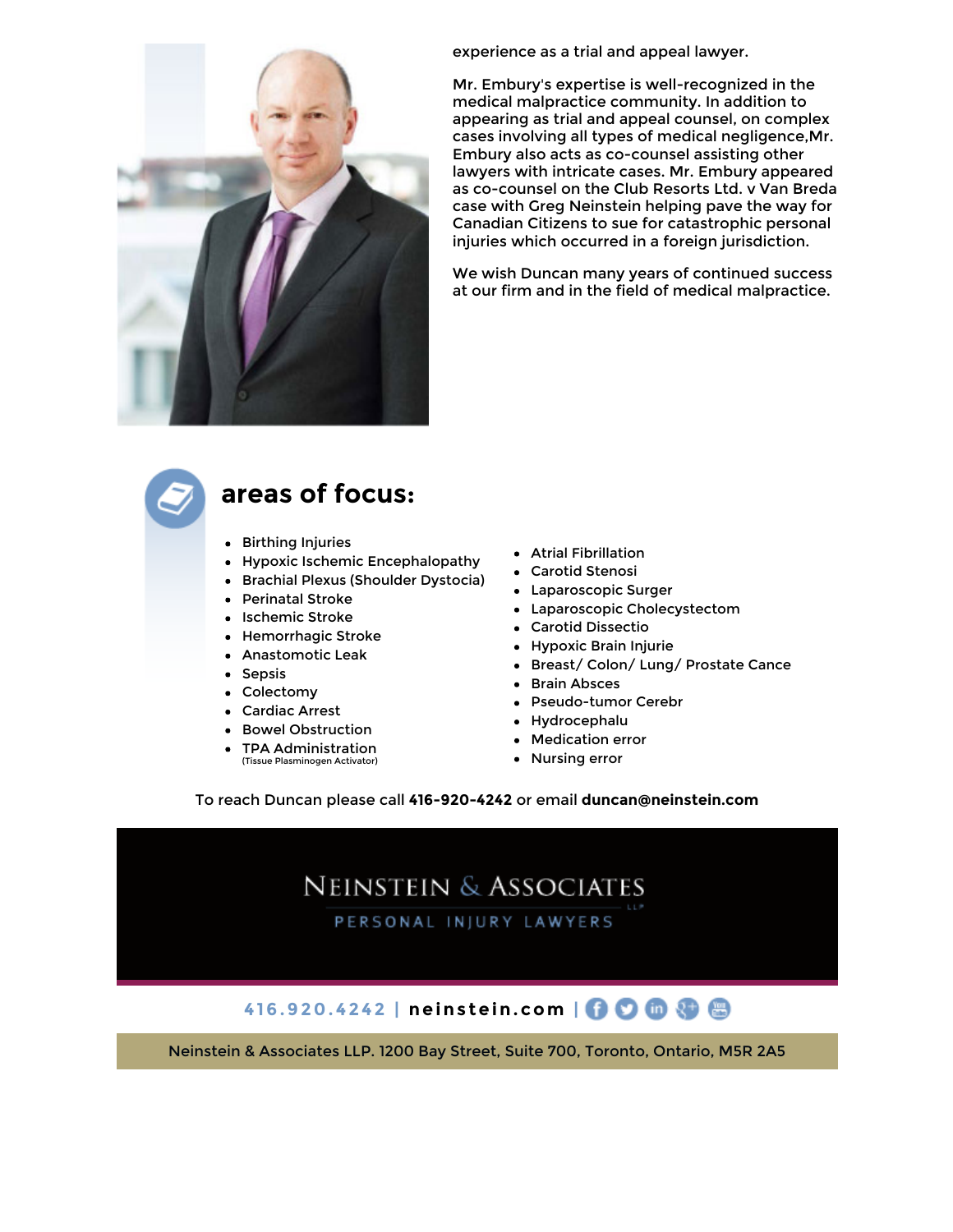experience as a trial and appeal lawyer.

Mr. Embury's expertise is well-recognized in the medical malpractice community. In addition to appearing as trial and appeal counsel, on complex cases involving all types of medical negligence,Mr. Embury also acts as co-counsel assisting other lawyers with intricate cases. Mr. Embury appeared as co-counsel on the Club Resorts Ltd. v Van Breda case with Greg Neinstein helping pave the way for Canadian Citizens to sue for catastrophic personal injuries which occurred in a foreign jurisdiction.

We wish Duncan many years of continued success at our firm and in the field of medical malpractice.

## areas of focus:

- Birthing Injuries
- Hypoxic Ischemic Encephalopathy
- Brachial Plexus (Shoulder Dystocia)
- Perinatal Stroke
- Ischemic Stroke
- Hemorrhagic Stroke
- Anastomotic Leak
- Sepsis
- Colectomy
- Cardiac Arrest
- Bowel Obstruction
- TPA Administration (Tissue Plasminogen Activator)
- Atrial Fibrillation
- Carotid Stenosi
- Laparoscopic Surger
- Laparoscopic Cholecystectom
- Carotid Dissectio
- Hypoxic Brain Injurie
- Breast/ Colon/ Lung/ Prostate Cance
- Brain Absces
- Pseudo-tumor Cerebr
- Hydrocephalu
- Medication error
- Nursing error

To reach Duncan please call **416-920-4242** or email **duncan@neinstein.com**

NEINSTEIN & ASSOCIATES LLP

PERSONAL INJURY LAWYERS

416.920.4242 | **neinstein.com** |

Neinstein & Associates LLP. 1200 Bay Street, Suite 700, Toronto, Ontario, M5R 2A5